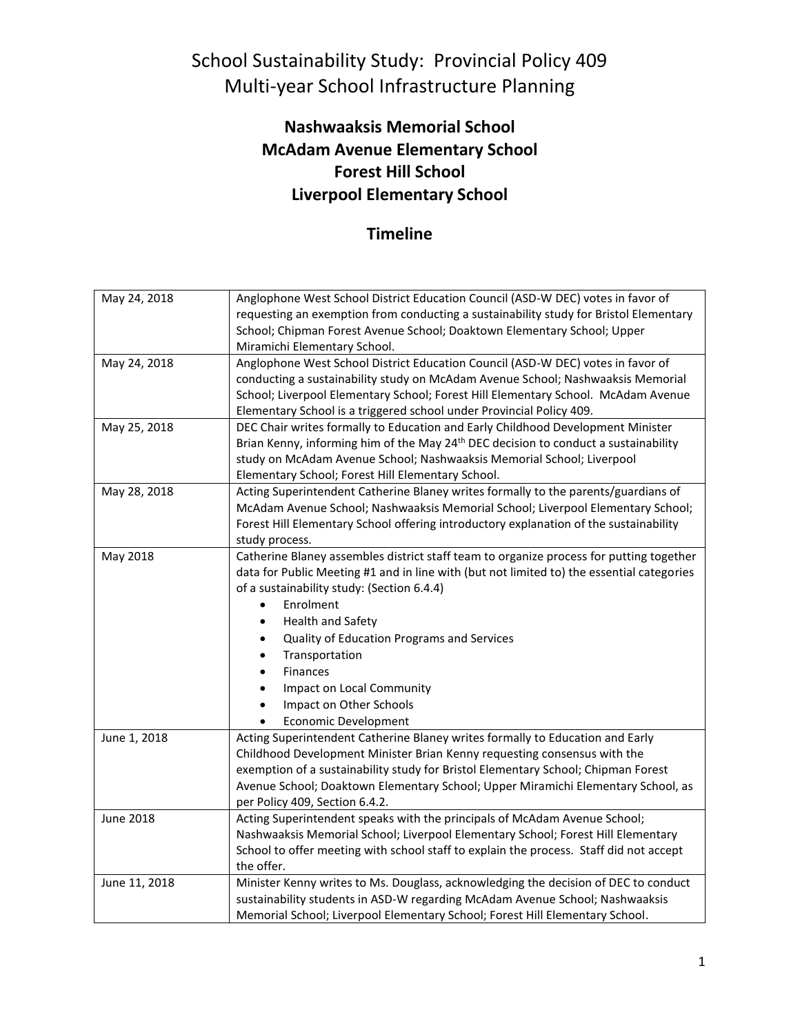# School Sustainability Study: Provincial Policy 409
# Multi-year School Infrastructure Planning

## Nashwaaksis Memorial School
## McAdam Avenue Elementary School
## Forest Hill School
## Liverpool Elementary School

## Timeline

| | |
|---|---|
| May 24, 2018 | Anglophone West School District Education Council (ASD-W DEC) votes in favor of requesting an exemption from conducting a sustainability study for Bristol Elementary School; Chipman Forest Avenue School; Doaktown Elementary School; Upper Miramichi Elementary School. |
| May 24, 2018 | Anglophone West School District Education Council (ASD-W DEC) votes in favor of conducting a sustainability study on McAdam Avenue School; Nashwaaksis Memorial School; Liverpool Elementary School; Forest Hill Elementary School. McAdam Avenue Elementary School is a triggered school under Provincial Policy 409. |
| May 25, 2018 | DEC Chair writes formally to Education and Early Childhood Development Minister Brian Kenny, informing him of the May 24th DEC decision to conduct a sustainability study on McAdam Avenue School; Nashwaaksis Memorial School; Liverpool Elementary School; Forest Hill Elementary School. |
| May 28, 2018 | Acting Superintendent Catherine Blaney writes formally to the parents/guardians of McAdam Avenue School; Nashwaaksis Memorial School; Liverpool Elementary School; Forest Hill Elementary School offering introductory explanation of the sustainability study process. |
| May 2018 | Catherine Blaney assembles district staff team to organize process for putting together data for Public Meeting #1 and in line with (but not limited to) the essential categories of a sustainability study: (Section 6.4.4)<br>• Enrolment<br>• Health and Safety<br>• Quality of Education Programs and Services<br>• Transportation<br>• Finances<br>• Impact on Local Community<br>• Impact on Other Schools<br>• Economic Development |
| June 1, 2018 | Acting Superintendent Catherine Blaney writes formally to Education and Early Childhood Development Minister Brian Kenny requesting consensus with the exemption of a sustainability study for Bristol Elementary School; Chipman Forest Avenue School; Doaktown Elementary School; Upper Miramichi Elementary School, as per Policy 409, Section 6.4.2. |
| June 2018 | Acting Superintendent speaks with the principals of McAdam Avenue School; Nashwaaksis Memorial School; Liverpool Elementary School; Forest Hill Elementary School to offer meeting with school staff to explain the process. Staff did not accept the offer. |
| June 11, 2018 | Minister Kenny writes to Ms. Douglass, acknowledging the decision of DEC to conduct sustainability students in ASD-W regarding McAdam Avenue School; Nashwaaksis Memorial School; Liverpool Elementary School; Forest Hill Elementary School. |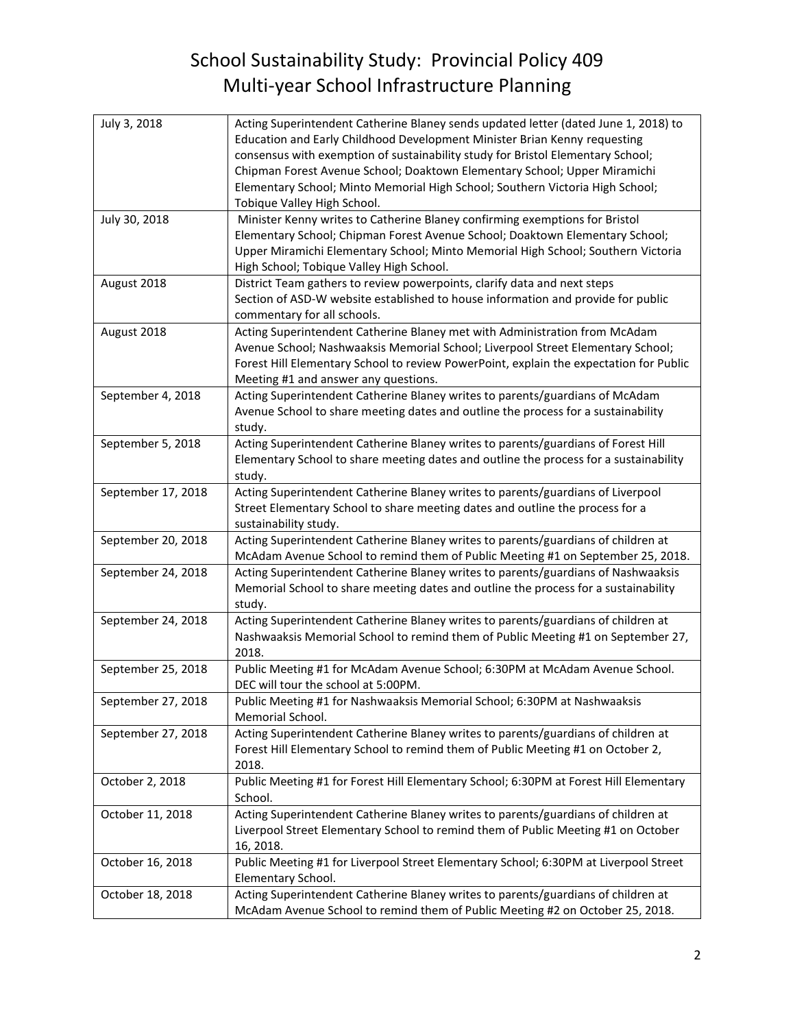# School Sustainability Study: Provincial Policy 409
# Multi-year School Infrastructure Planning

| | |
|---|---|
| July 3, 2018 | Acting Superintendent Catherine Blaney sends updated letter (dated June 1, 2018) to Education and Early Childhood Development Minister Brian Kenny requesting consensus with exemption of sustainability study for Bristol Elementary School; Chipman Forest Avenue School; Doaktown Elementary School; Upper Miramichi Elementary School; Minto Memorial High School; Southern Victoria High School; Tobique Valley High School. |
| July 30, 2018 | Minister Kenny writes to Catherine Blaney confirming exemptions for Bristol Elementary School; Chipman Forest Avenue School; Doaktown Elementary School; Upper Miramichi Elementary School; Minto Memorial High School; Southern Victoria High School; Tobique Valley High School. |
| August 2018 | District Team gathers to review powerpoints, clarify data and next steps<br>Section of ASD-W website established to house information and provide for public commentary for all schools. |
| August 2018 | Acting Superintendent Catherine Blaney met with Administration from McAdam Avenue School; Nashwaaksis Memorial School; Liverpool Street Elementary School; Forest Hill Elementary School to review PowerPoint, explain the expectation for Public Meeting #1 and answer any questions. |
| September 4, 2018 | Acting Superintendent Catherine Blaney writes to parents/guardians of McAdam Avenue School to share meeting dates and outline the process for a sustainability study. |
| September 5, 2018 | Acting Superintendent Catherine Blaney writes to parents/guardians of Forest Hill Elementary School to share meeting dates and outline the process for a sustainability study. |
| September 17, 2018 | Acting Superintendent Catherine Blaney writes to parents/guardians of Liverpool Street Elementary School to share meeting dates and outline the process for a sustainability study. |
| September 20, 2018 | Acting Superintendent Catherine Blaney writes to parents/guardians of children at McAdam Avenue School to remind them of Public Meeting #1 on September 25, 2018. |
| September 24, 2018 | Acting Superintendent Catherine Blaney writes to parents/guardians of Nashwaaksis Memorial School to share meeting dates and outline the process for a sustainability study. |
| September 24, 2018 | Acting Superintendent Catherine Blaney writes to parents/guardians of children at Nashwaaksis Memorial School to remind them of Public Meeting #1 on September 27, 2018. |
| September 25, 2018 | Public Meeting #1 for McAdam Avenue School; 6:30PM at McAdam Avenue School. DEC will tour the school at 5:00PM. |
| September 27, 2018 | Public Meeting #1 for Nashwaaksis Memorial School; 6:30PM at Nashwaaksis Memorial School. |
| September 27, 2018 | Acting Superintendent Catherine Blaney writes to parents/guardians of children at Forest Hill Elementary School to remind them of Public Meeting #1 on October 2, 2018. |
| October 2, 2018 | Public Meeting #1 for Forest Hill Elementary School; 6:30PM at Forest Hill Elementary School. |
| October 11, 2018 | Acting Superintendent Catherine Blaney writes to parents/guardians of children at Liverpool Street Elementary School to remind them of Public Meeting #1 on October 16, 2018. |
| October 16, 2018 | Public Meeting #1 for Liverpool Street Elementary School; 6:30PM at Liverpool Street Elementary School. |
| October 18, 2018 | Acting Superintendent Catherine Blaney writes to parents/guardians of children at McAdam Avenue School to remind them of Public Meeting #2 on October 25, 2018. |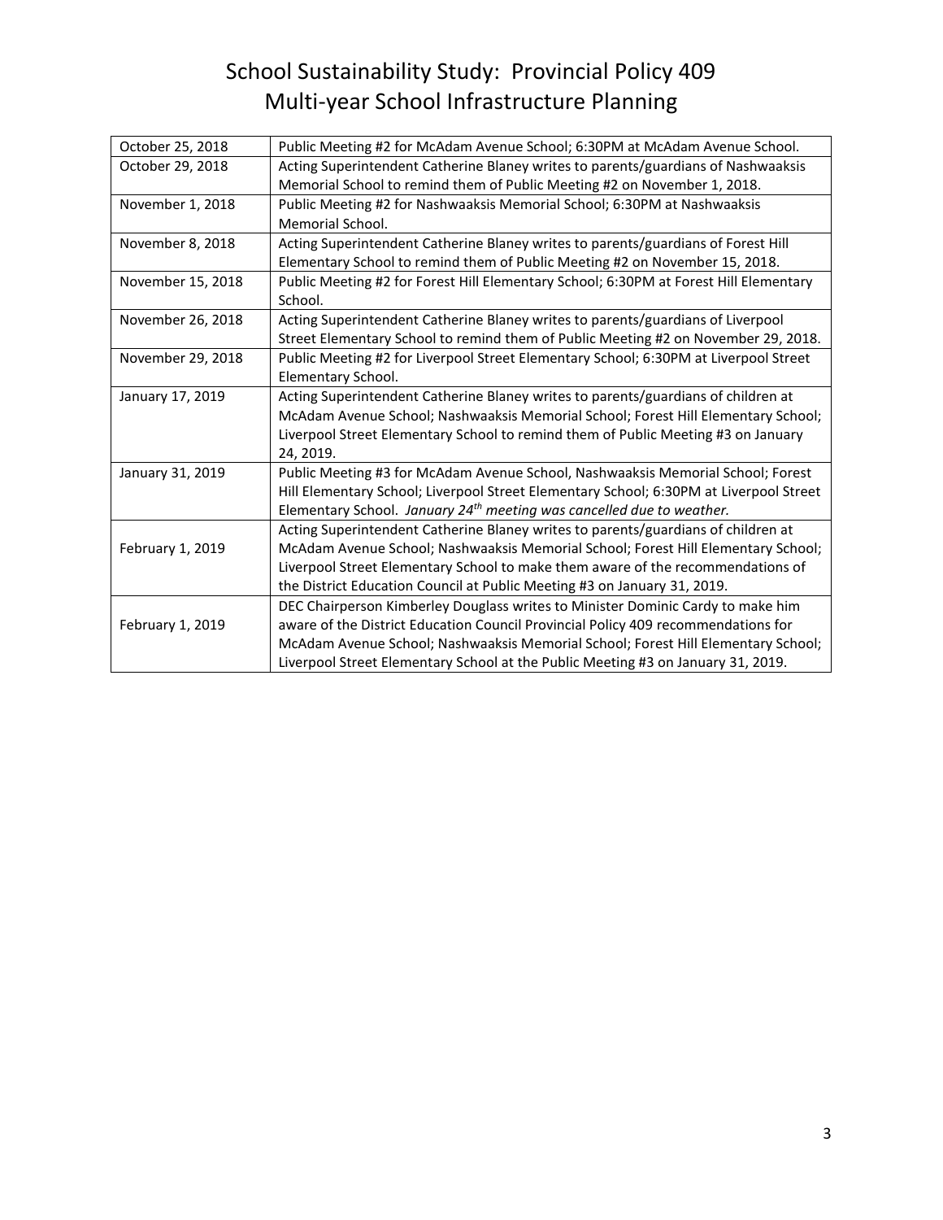# School Sustainability Study: Provincial Policy 409
# Multi-year School Infrastructure Planning

| | |
|---|---|
| October 25, 2018 | Public Meeting #2 for McAdam Avenue School; 6:30PM at McAdam Avenue School. |
| October 29, 2018 | Acting Superintendent Catherine Blaney writes to parents/guardians of Nashwaaksis Memorial School to remind them of Public Meeting #2 on November 1, 2018. |
| November 1, 2018 | Public Meeting #2 for Nashwaaksis Memorial School; 6:30PM at Nashwaaksis Memorial School. |
| November 8, 2018 | Acting Superintendent Catherine Blaney writes to parents/guardians of Forest Hill Elementary School to remind them of Public Meeting #2 on November 15, 2018. |
| November 15, 2018 | Public Meeting #2 for Forest Hill Elementary School; 6:30PM at Forest Hill Elementary School. |
| November 26, 2018 | Acting Superintendent Catherine Blaney writes to parents/guardians of Liverpool Street Elementary School to remind them of Public Meeting #2 on November 29, 2018. |
| November 29, 2018 | Public Meeting #2 for Liverpool Street Elementary School; 6:30PM at Liverpool Street Elementary School. |
| January 17, 2019 | Acting Superintendent Catherine Blaney writes to parents/guardians of children at McAdam Avenue School; Nashwaaksis Memorial School; Forest Hill Elementary School; Liverpool Street Elementary School to remind them of Public Meeting #3 on January 24, 2019. |
| January 31, 2019 | Public Meeting #3 for McAdam Avenue School, Nashwaaksis Memorial School; Forest Hill Elementary School; Liverpool Street Elementary School; 6:30PM at Liverpool Street Elementary School. *January 24th meeting was cancelled due to weather.* |
| February 1, 2019 | Acting Superintendent Catherine Blaney writes to parents/guardians of children at McAdam Avenue School; Nashwaaksis Memorial School; Forest Hill Elementary School; Liverpool Street Elementary School to make them aware of the recommendations of the District Education Council at Public Meeting #3 on January 31, 2019. |
| February 1, 2019 | DEC Chairperson Kimberley Douglass writes to Minister Dominic Cardy to make him aware of the District Education Council Provincial Policy 409 recommendations for McAdam Avenue School; Nashwaaksis Memorial School; Forest Hill Elementary School; Liverpool Street Elementary School at the Public Meeting #3 on January 31, 2019. |